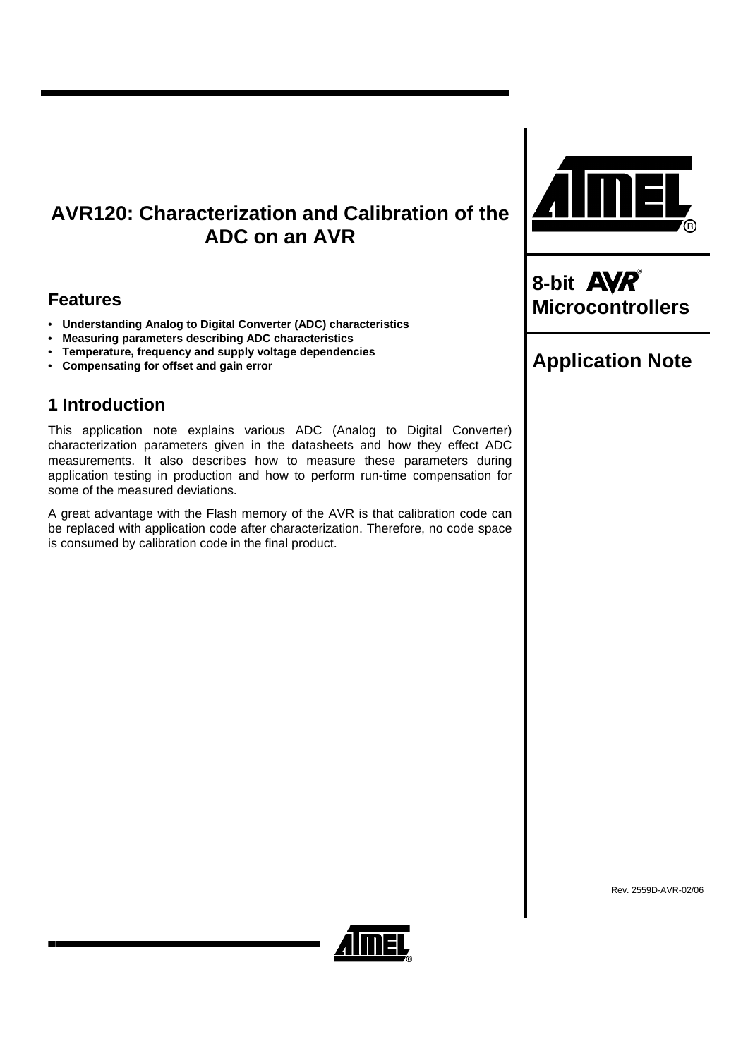# AVR120: Characterization and Calibration of the ADC on an AVR

**8-bit AVR Microcontrollers**

**Application Note**

## Features

- **Understanding Analog to Digital Converter (ADC) characteristics**
- **Measuring parameters describing ADC characteristics**
- **Temperature, frequency and supply voltage dependencies**
- **Compensating for offset and gain error**

## 1 Introduction

This application note explains various ADC (Analog to Digital Converter) characterization parameters given in the datasheets and how they effect ADC measurements. It also describes how to measure these parameters during application testing in production and how to perform run-time compensation for some of the measured deviations.

A great advantage with the Flash memory of the AVR is that calibration code can be replaced with application code after characterization. Therefore, no code space is consumed by calibration code in the final product.

Rev. 2559D-AVR-02/06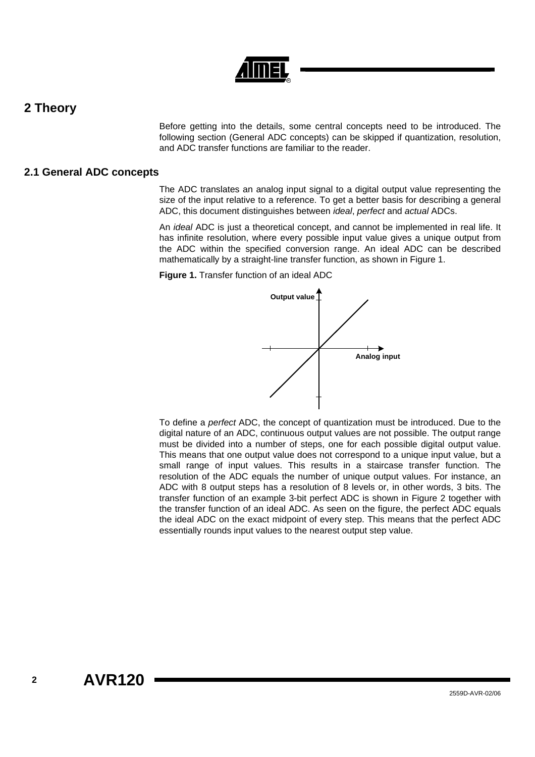# 2 Theory

Before getting into the details, some central concepts need to be introduced. The following section (General ADC concepts) can be skipped if quantization, resolution, and ADC transfer functions are familiar to the reader.

## 2.1 General ADC concepts

The ADC translates an analog input signal to a digital output value representing the size of the input relative to a reference. To get a better basis for describing a general ADC, this document distinguishes between *ideal*, *perfect* and *actual* ADCs.

An *ideal* ADC is just a theoretical concept, and cannot be implemented in real life. It has infinite resolution, where every possible input value gives a unique output from the ADC within the specified conversion range. An ideal ADC can be described mathematically by a straight-line transfer function, as shown in Figure 1.

**Figure 1.** Transfer function of an ideal ADC

To define a *perfect* ADC, the concept of quantization must be introduced. Due to the digital nature of an ADC, continuous output values are not possible. The output range must be divided into a number of steps, one for each possible digital output value. This means that one output value does not correspond to a unique input value, but a small range of input values. This results in a staircase transfer function. The resolution of the ADC equals the number of unique output values. For instance, an ADC with 8 output steps has a resolution of 8 levels or, in other words, 3 bits. The transfer function of an example 3-bit perfect ADC is shown in Figure 2 together with the transfer function of an ideal ADC. As seen on the figure, the perfect ADC equals the ideal ADC on the exact midpoint of every step. This means that the perfect ADC essentially rounds input values to the nearest output step value.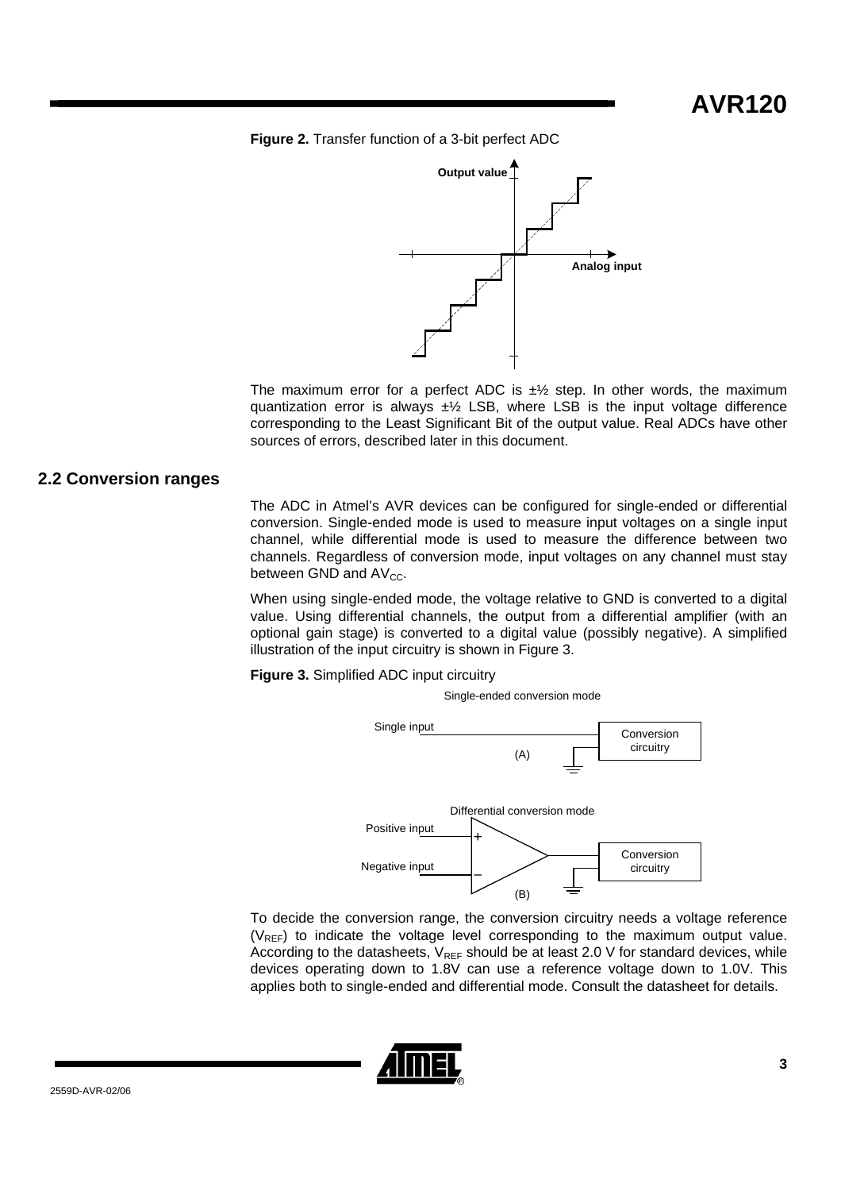**Figure 2.** Transfer function of a 3-bit perfect ADC

The maximum error for a perfect ADC is ±½ step. In other words, the maximum quantization error is always ±½ LSB, where LSB is the input voltage difference corresponding to the Least Significant Bit of the output value. Real ADCs have other sources of errors, described later in this document.

## 2.2 Conversion ranges

The ADC in Atmel's AVR devices can be configured for single-ended or differential conversion. Single-ended mode is used to measure input voltages on a single input channel, while differential mode is used to measure the difference between two channels. Regardless of conversion mode, input voltages on any channel must stay between GND and $AV_{CC}$.

When using single-ended mode, the voltage relative to GND is converted to a digital value. Using differential channels, the output from a differential amplifier (with an optional gain stage) is converted to a digital value (possibly negative). A simplified illustration of the input circuitry is shown in Figure 3.

**Figure 3.** Simplified ADC input circuitry

To decide the conversion range, the conversion circuitry needs a voltage reference ($V_{REF}$) to indicate the voltage level corresponding to the maximum output value. According to the datasheets, $V_{REF}$ should be at least 2.0 V for standard devices, while devices operating down to 1.8V can use a reference voltage down to 1.0V. This applies both to single-ended and differential mode. Consult the datasheet for details.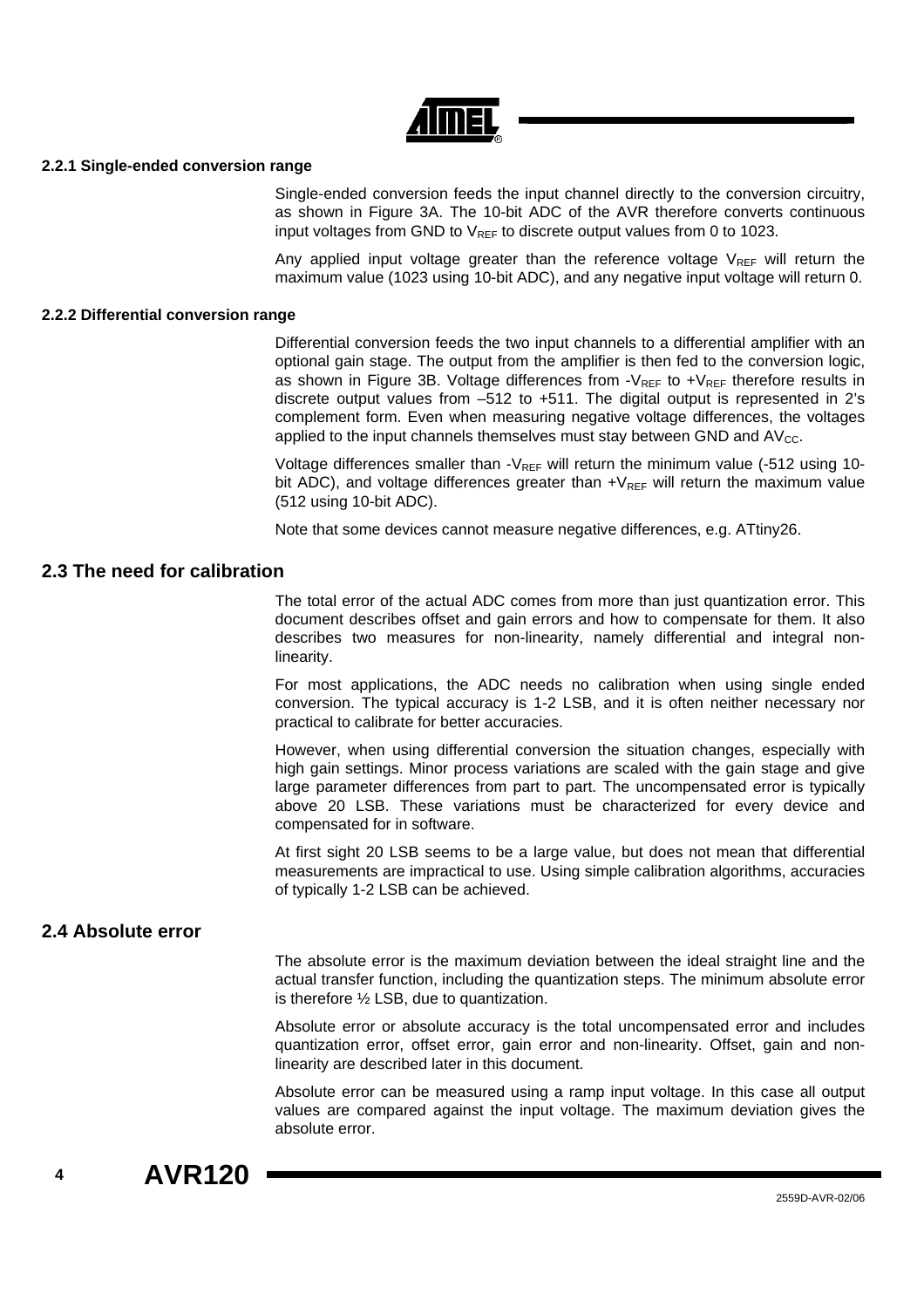### 2.2.1 Single-ended conversion range

Single-ended conversion feeds the input channel directly to the conversion circuitry, as shown in Figure 3A. The 10-bit ADC of the AVR therefore converts continuous input voltages from GND to $V_{REF}$ to discrete output values from 0 to 1023.

Any applied input voltage greater than the reference voltage $V_{REF}$ will return the maximum value (1023 using 10-bit ADC), and any negative input voltage will return 0.

### 2.2.2 Differential conversion range

Differential conversion feeds the two input channels to a differential amplifier with an optional gain stage. The output from the amplifier is then fed to the conversion logic, as shown in Figure 3B. Voltage differences from $-V_{REF}$ to $+V_{REF}$ therefore results in discrete output values from –512 to +511. The digital output is represented in 2's complement form. Even when measuring negative voltage differences, the voltages applied to the input channels themselves must stay between GND and $AV_{CC}$.

Voltage differences smaller than $-V_{REF}$ will return the minimum value (-512 using 10-bit ADC), and voltage differences greater than $+V_{REF}$ will return the maximum value (512 using 10-bit ADC).

Note that some devices cannot measure negative differences, e.g. ATtiny26.

## 2.3 The need for calibration

The total error of the actual ADC comes from more than just quantization error. This document describes offset and gain errors and how to compensate for them. It also describes two measures for non-linearity, namely differential and integral non-linearity.

For most applications, the ADC needs no calibration when using single ended conversion. The typical accuracy is 1-2 LSB, and it is often neither necessary nor practical to calibrate for better accuracies.

However, when using differential conversion the situation changes, especially with high gain settings. Minor process variations are scaled with the gain stage and give large parameter differences from part to part. The uncompensated error is typically above 20 LSB. These variations must be characterized for every device and compensated for in software.

At first sight 20 LSB seems to be a large value, but does not mean that differential measurements are impractical to use. Using simple calibration algorithms, accuracies of typically 1-2 LSB can be achieved.

## 2.4 Absolute error

The absolute error is the maximum deviation between the ideal straight line and the actual transfer function, including the quantization steps. The minimum absolute error is therefore ½ LSB, due to quantization.

Absolute error or absolute accuracy is the total uncompensated error and includes quantization error, offset error, gain error and non-linearity. Offset, gain and non-linearity are described later in this document.

Absolute error can be measured using a ramp input voltage. In this case all output values are compared against the input voltage. The maximum deviation gives the absolute error.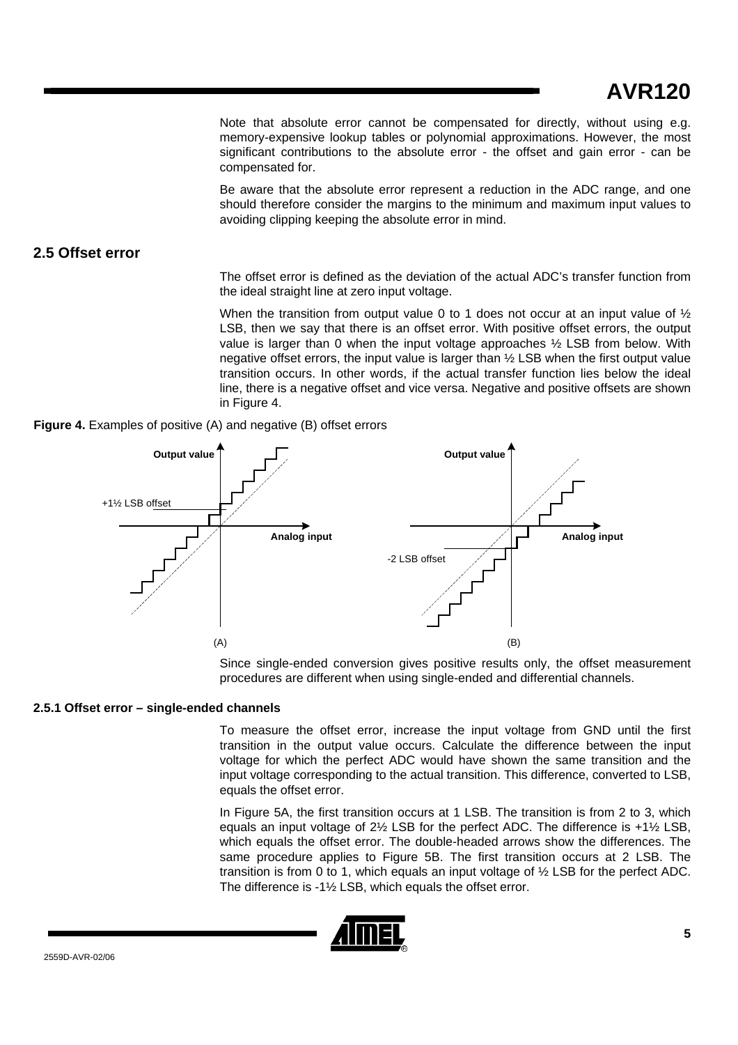Note that absolute error cannot be compensated for directly, without using e.g. memory-expensive lookup tables or polynomial approximations. However, the most significant contributions to the absolute error - the offset and gain error - can be compensated for.

Be aware that the absolute error represent a reduction in the ADC range, and one should therefore consider the margins to the minimum and maximum input values to avoiding clipping keeping the absolute error in mind.

## 2.5 Offset error

The offset error is defined as the deviation of the actual ADC's transfer function from the ideal straight line at zero input voltage.

When the transition from output value 0 to 1 does not occur at an input value of ½ LSB, then we say that there is an offset error. With positive offset errors, the output value is larger than 0 when the input voltage approaches ½ LSB from below. With negative offset errors, the input value is larger than ½ LSB when the first output value transition occurs. In other words, if the actual transfer function lies below the ideal line, there is a negative offset and vice versa. Negative and positive offsets are shown in Figure 4.

**Figure 4.** Examples of positive (A) and negative (B) offset errors

Since single-ended conversion gives positive results only, the offset measurement procedures are different when using single-ended and differential channels.

### 2.5.1 Offset error – single-ended channels

To measure the offset error, increase the input voltage from GND until the first transition in the output value occurs. Calculate the difference between the input voltage for which the perfect ADC would have shown the same transition and the input voltage corresponding to the actual transition. This difference, converted to LSB, equals the offset error.

In Figure 5A, the first transition occurs at 1 LSB. The transition is from 2 to 3, which equals an input voltage of 2½ LSB for the perfect ADC. The difference is +1½ LSB, which equals the offset error. The double-headed arrows show the differences. The same procedure applies to Figure 5B. The first transition occurs at 2 LSB. The transition is from 0 to 1, which equals an input voltage of ½ LSB for the perfect ADC. The difference is -1½ LSB, which equals the offset error.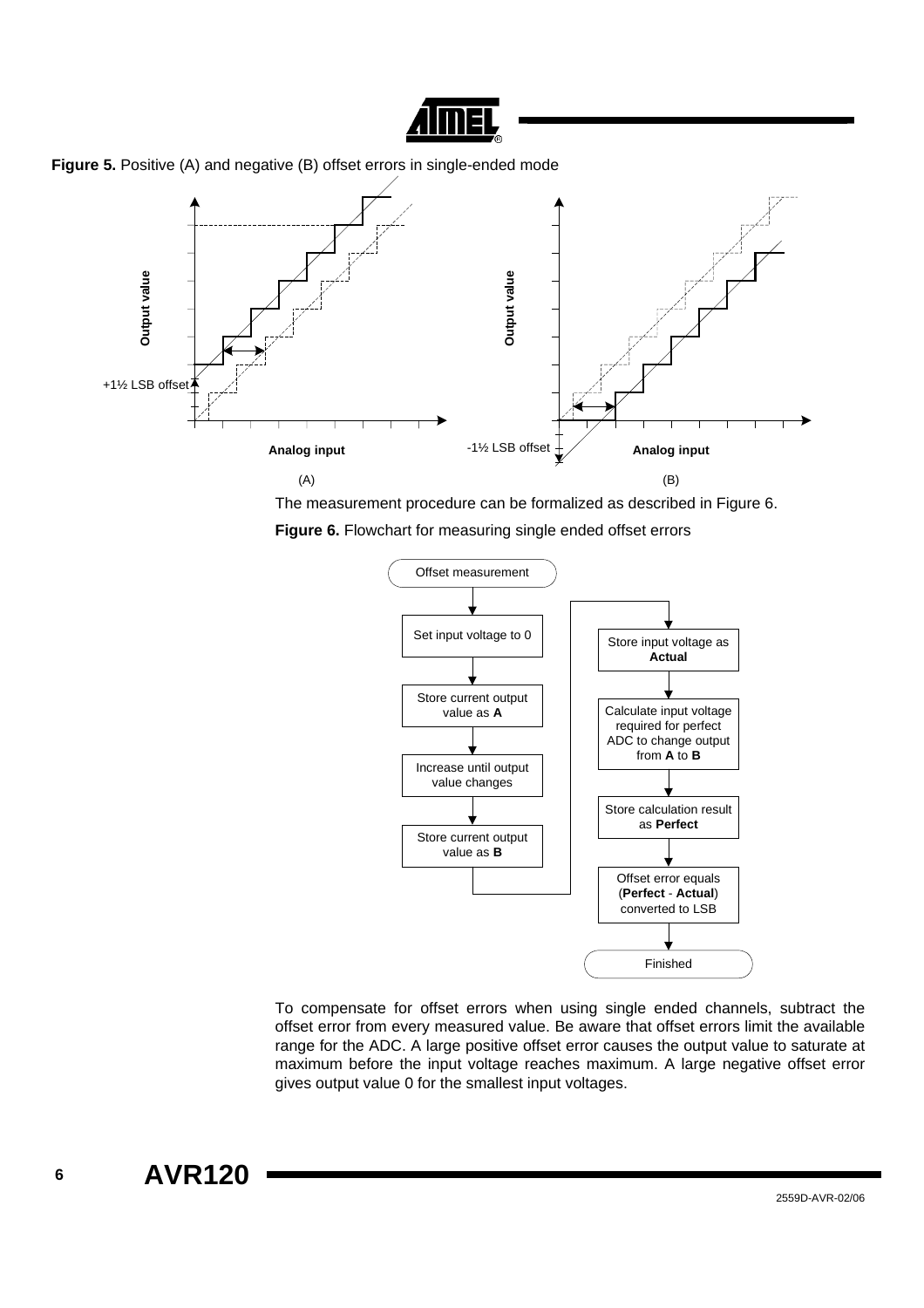**Figure 5.** Positive (A) and negative (B) offset errors in single-ended mode

The measurement procedure can be formalized as described in Figure 6.

**Figure 6.** Flowchart for measuring single ended offset errors

To compensate for offset errors when using single ended channels, subtract the offset error from every measured value. Be aware that offset errors limit the available range for the ADC. A large positive offset error causes the output value to saturate at maximum before the input voltage reaches maximum. A large negative offset error gives output value 0 for the smallest input voltages.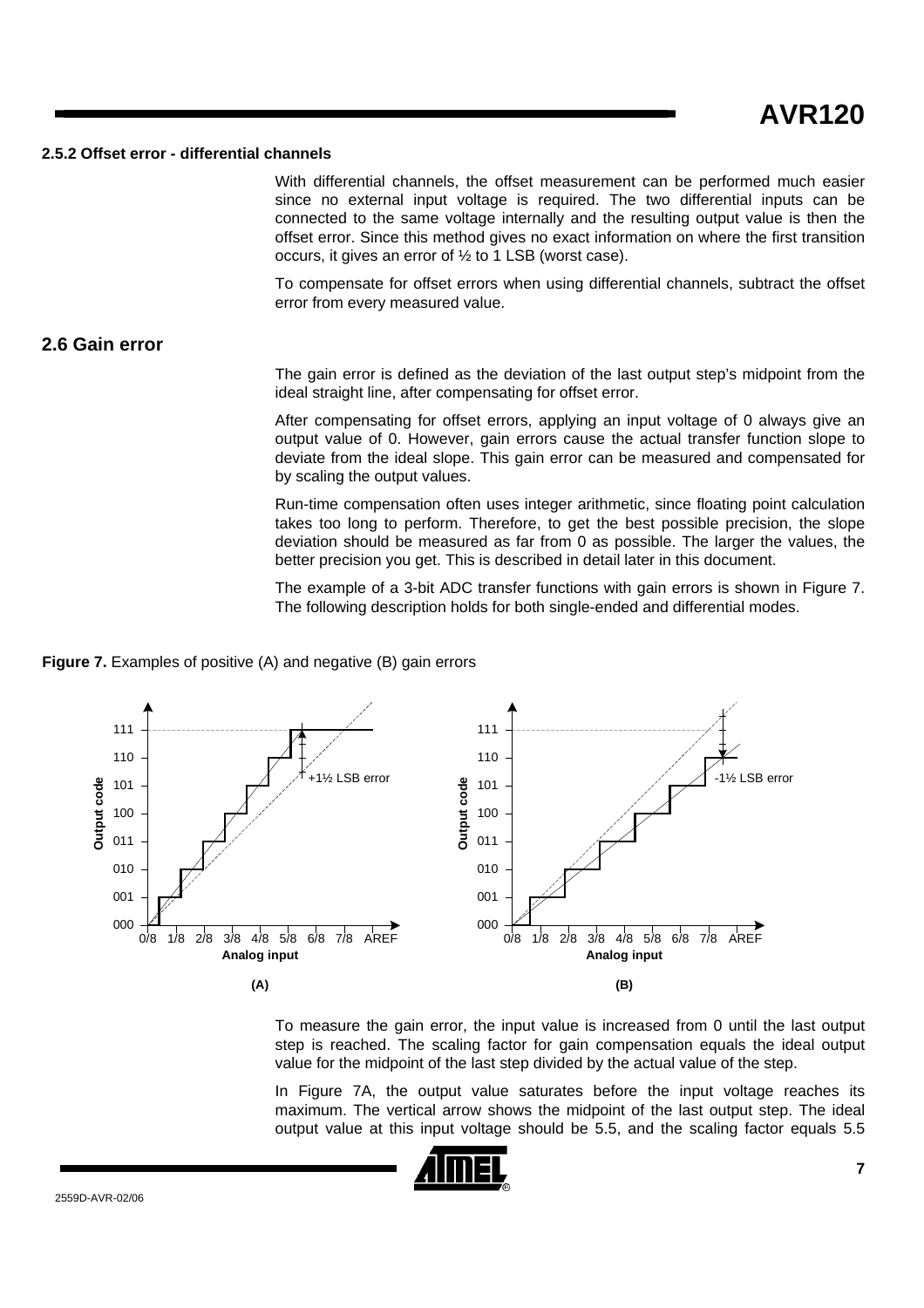### 2.5.2 Offset error - differential channels

With differential channels, the offset measurement can be performed much easier since no external input voltage is required. The two differential inputs can be connected to the same voltage internally and the resulting output value is then the offset error. Since this method gives no exact information on where the first transition occurs, it gives an error of ½ to 1 LSB (worst case).

To compensate for offset errors when using differential channels, subtract the offset error from every measured value.

## 2.6 Gain error

The gain error is defined as the deviation of the last output step's midpoint from the ideal straight line, after compensating for offset error.

After compensating for offset errors, applying an input voltage of 0 always give an output value of 0. However, gain errors cause the actual transfer function slope to deviate from the ideal slope. This gain error can be measured and compensated for by scaling the output values.

Run-time compensation often uses integer arithmetic, since floating point calculation takes too long to perform. Therefore, to get the best possible precision, the slope deviation should be measured as far from 0 as possible. The larger the values, the better precision you get. This is described in detail later in this document.

The example of a 3-bit ADC transfer functions with gain errors is shown in Figure 7. The following description holds for both single-ended and differential modes.

**Figure 7.** Examples of positive (A) and negative (B) gain errors

To measure the gain error, the input value is increased from 0 until the last output step is reached. The scaling factor for gain compensation equals the ideal output value for the midpoint of the last step divided by the actual value of the step.

In Figure 7A, the output value saturates before the input voltage reaches its maximum. The vertical arrow shows the midpoint of the last output step. The ideal output value at this input voltage should be 5.5, and the scaling factor equals 5.5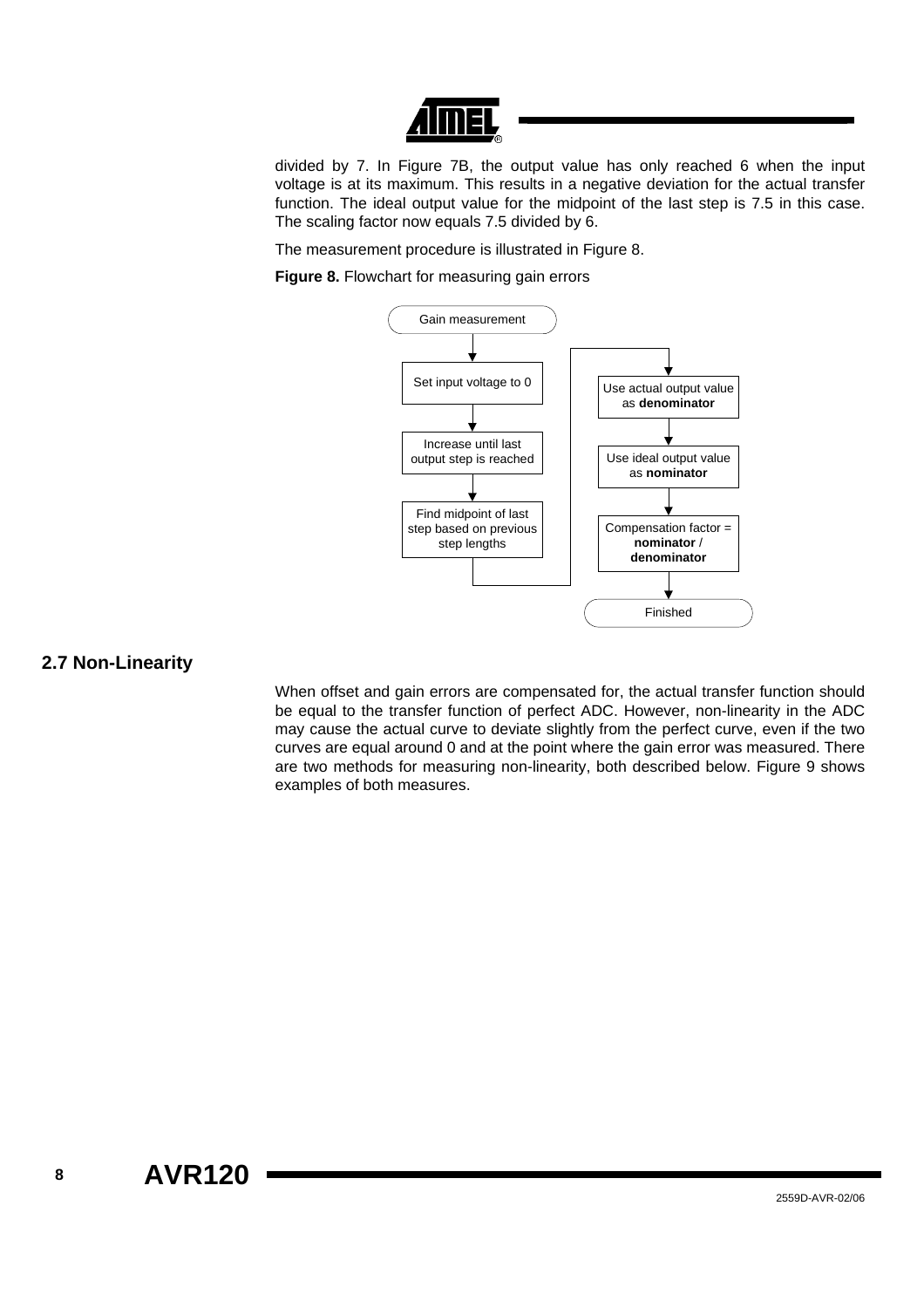divided by 7. In Figure 7B, the output value has only reached 6 when the input voltage is at its maximum. This results in a negative deviation for the actual transfer function. The ideal output value for the midpoint of the last step is 7.5 in this case. The scaling factor now equals 7.5 divided by 6.

The measurement procedure is illustrated in Figure 8.

**Figure 8.** Flowchart for measuring gain errors

Gain measurement → Set input voltage to 0 → Increase until last output step is reached → Find midpoint of last step based on previous step lengths → Use actual output value as **denominator** → Use ideal output value as **nominator** → Compensation factor = **nominator** / **denominator** → Finished

## 2.7 Non-Linearity

When offset and gain errors are compensated for, the actual transfer function should be equal to the transfer function of perfect ADC. However, non-linearity in the ADC may cause the actual curve to deviate slightly from the perfect curve, even if the two curves are equal around 0 and at the point where the gain error was measured. There are two methods for measuring non-linearity, both described below. Figure 9 shows examples of both measures.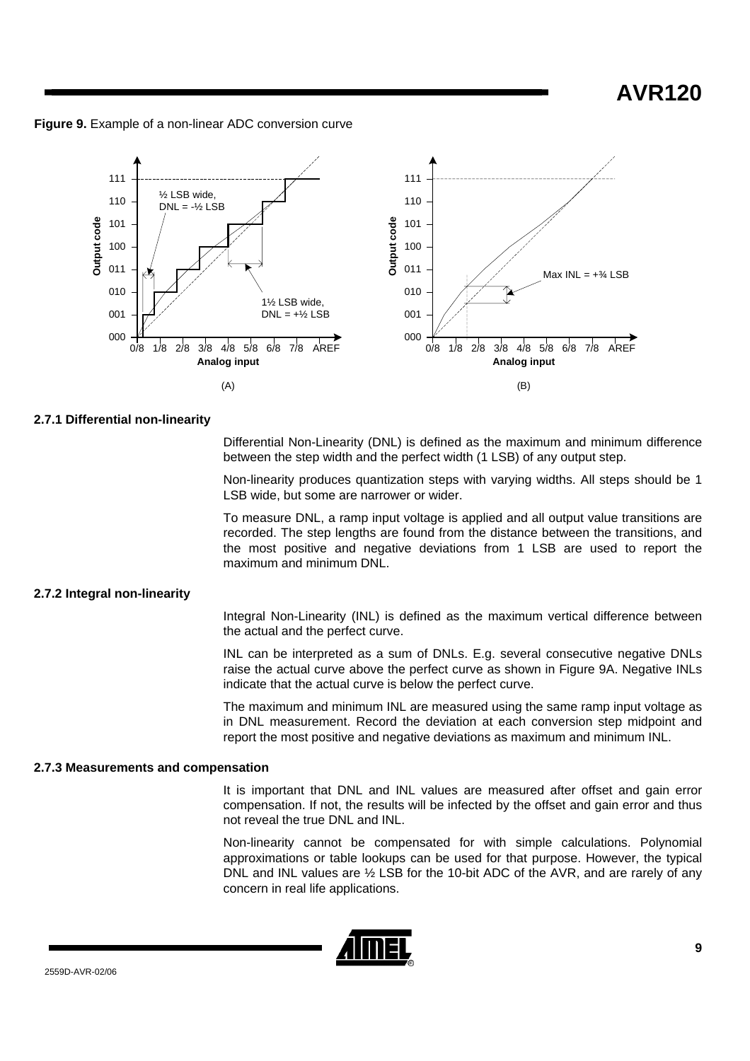**Figure 9.** Example of a non-linear ADC conversion curve

### 2.7.1 Differential non-linearity

Differential Non-Linearity (DNL) is defined as the maximum and minimum difference between the step width and the perfect width (1 LSB) of any output step.

Non-linearity produces quantization steps with varying widths. All steps should be 1 LSB wide, but some are narrower or wider.

To measure DNL, a ramp input voltage is applied and all output value transitions are recorded. The step lengths are found from the distance between the transitions, and the most positive and negative deviations from 1 LSB are used to report the maximum and minimum DNL.

### 2.7.2 Integral non-linearity

Integral Non-Linearity (INL) is defined as the maximum vertical difference between the actual and the perfect curve.

INL can be interpreted as a sum of DNLs. E.g. several consecutive negative DNLs raise the actual curve above the perfect curve as shown in Figure 9A. Negative INLs indicate that the actual curve is below the perfect curve.

The maximum and minimum INL are measured using the same ramp input voltage as in DNL measurement. Record the deviation at each conversion step midpoint and report the most positive and negative deviations as maximum and minimum INL.

### 2.7.3 Measurements and compensation

It is important that DNL and INL values are measured after offset and gain error compensation. If not, the results will be infected by the offset and gain error and thus not reveal the true DNL and INL.

Non-linearity cannot be compensated for with simple calculations. Polynomial approximations or table lookups can be used for that purpose. However, the typical DNL and INL values are ½ LSB for the 10-bit ADC of the AVR, and are rarely of any concern in real life applications.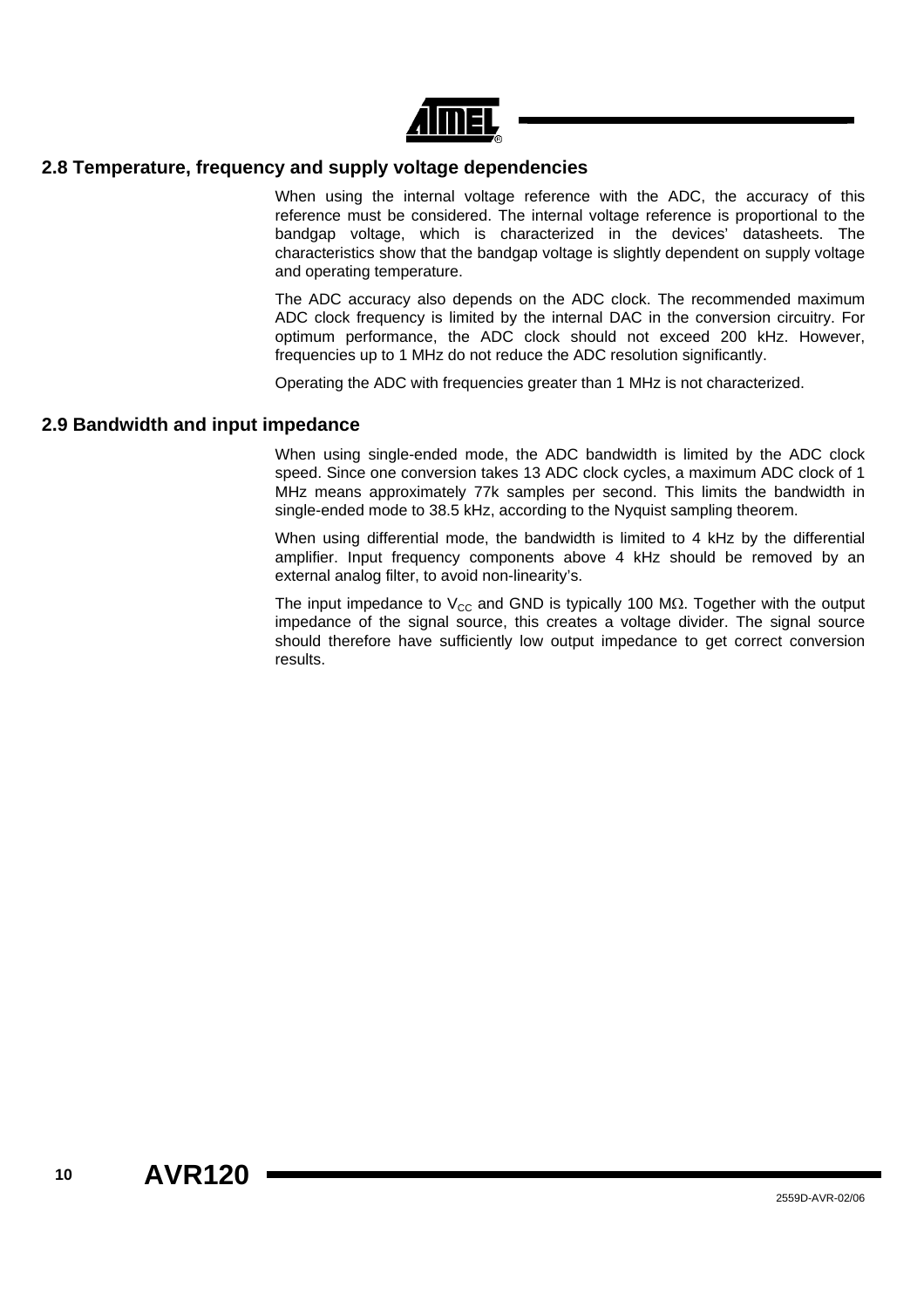## 2.8 Temperature, frequency and supply voltage dependencies

When using the internal voltage reference with the ADC, the accuracy of this reference must be considered. The internal voltage reference is proportional to the bandgap voltage, which is characterized in the devices' datasheets. The characteristics show that the bandgap voltage is slightly dependent on supply voltage and operating temperature.

The ADC accuracy also depends on the ADC clock. The recommended maximum ADC clock frequency is limited by the internal DAC in the conversion circuitry. For optimum performance, the ADC clock should not exceed 200 kHz. However, frequencies up to 1 MHz do not reduce the ADC resolution significantly.

Operating the ADC with frequencies greater than 1 MHz is not characterized.

## 2.9 Bandwidth and input impedance

When using single-ended mode, the ADC bandwidth is limited by the ADC clock speed. Since one conversion takes 13 ADC clock cycles, a maximum ADC clock of 1 MHz means approximately 77k samples per second. This limits the bandwidth in single-ended mode to 38.5 kHz, according to the Nyquist sampling theorem.

When using differential mode, the bandwidth is limited to 4 kHz by the differential amplifier. Input frequency components above 4 kHz should be removed by an external analog filter, to avoid non-linearity's.

The input impedance to $V_{CC}$ and GND is typically 100 M$\Omega$. Together with the output impedance of the signal source, this creates a voltage divider. The signal source should therefore have sufficiently low output impedance to get correct conversion results.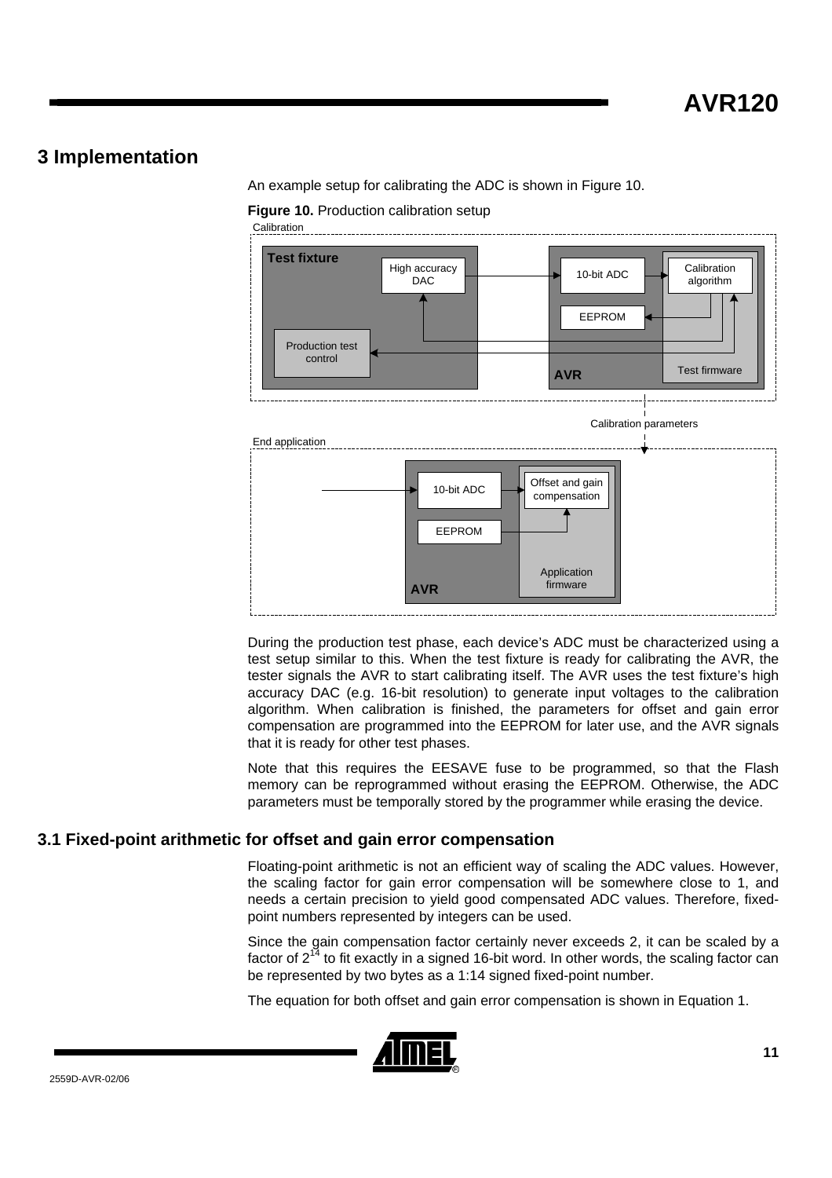# 3 Implementation

An example setup for calibrating the ADC is shown in Figure 10.

**Figure 10.** Production calibration setup

During the production test phase, each device's ADC must be characterized using a test setup similar to this. When the test fixture is ready for calibrating the AVR, the tester signals the AVR to start calibrating itself. The AVR uses the test fixture's high accuracy DAC (e.g. 16-bit resolution) to generate input voltages to the calibration algorithm. When calibration is finished, the parameters for offset and gain error compensation are programmed into the EEPROM for later use, and the AVR signals that it is ready for other test phases.

Note that this requires the EESAVE fuse to be programmed, so that the Flash memory can be reprogrammed without erasing the EEPROM. Otherwise, the ADC parameters must be temporally stored by the programmer while erasing the device.

## 3.1 Fixed-point arithmetic for offset and gain error compensation

Floating-point arithmetic is not an efficient way of scaling the ADC values. However, the scaling factor for gain error compensation will be somewhere close to 1, and needs a certain precision to yield good compensated ADC values. Therefore, fixed-point numbers represented by integers can be used.

Since the gain compensation factor certainly never exceeds 2, it can be scaled by a factor of $2^{14}$ to fit exactly in a signed 16-bit word. In other words, the scaling factor can be represented by two bytes as a 1:14 signed fixed-point number.

The equation for both offset and gain error compensation is shown in Equation 1.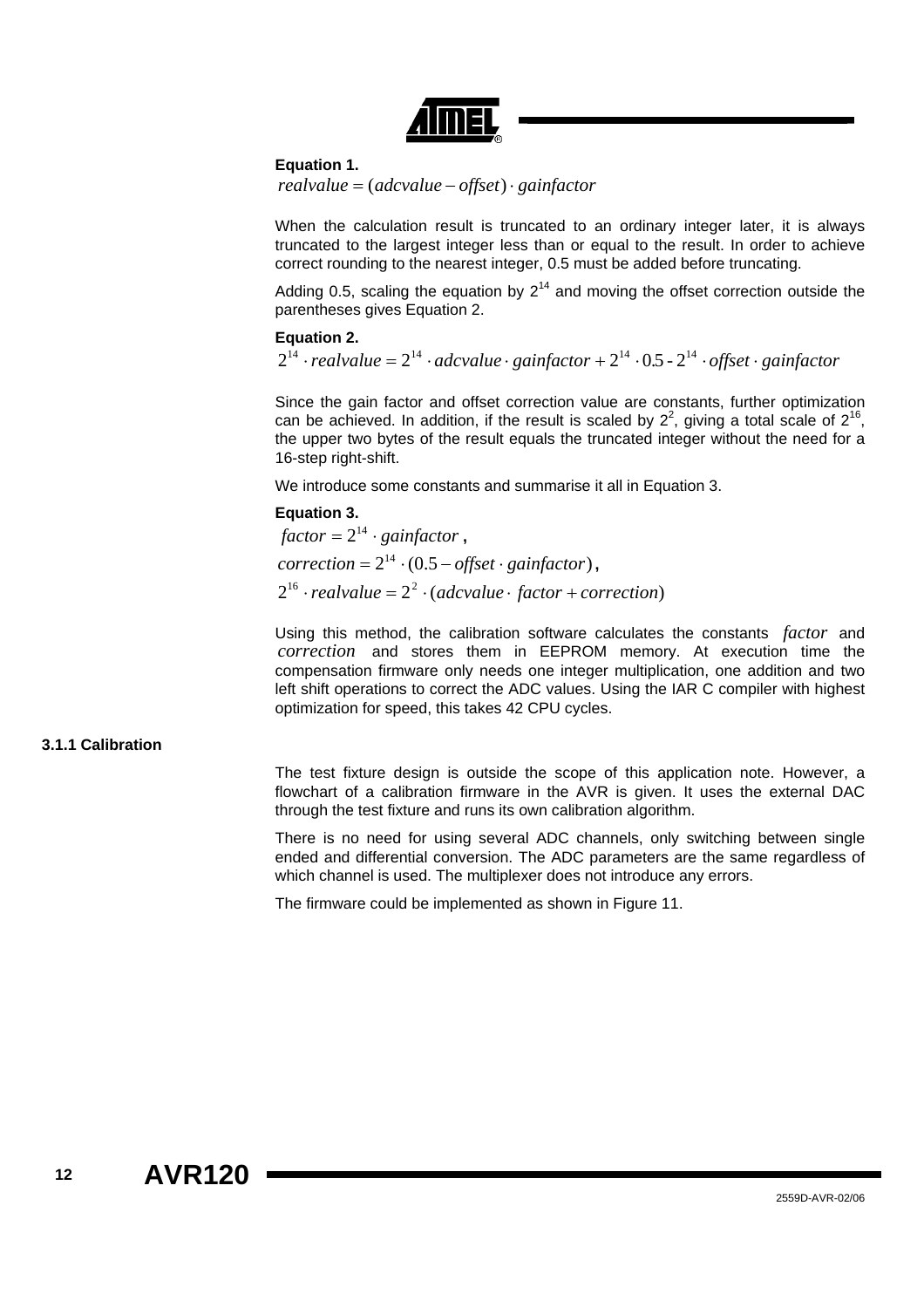**Equation 1.**

$$realvalue = (adcvalue - offset) \cdot gainfactor$$

When the calculation result is truncated to an ordinary integer later, it is always truncated to the largest integer less than or equal to the result. In order to achieve correct rounding to the nearest integer, 0.5 must be added before truncating.

Adding 0.5, scaling the equation by $2^{14}$ and moving the offset correction outside the parentheses gives Equation 2.

**Equation 2.**

$$2^{14} \cdot realvalue = 2^{14} \cdot adcvalue \cdot gainfactor + 2^{14} \cdot 0.5 - 2^{14} \cdot offset \cdot gainfactor$$

Since the gain factor and offset correction value are constants, further optimization can be achieved. In addition, if the result is scaled by $2^2$, giving a total scale of $2^{16}$, the upper two bytes of the result equals the truncated integer without the need for a 16-step right-shift.

We introduce some constants and summarise it all in Equation 3.

**Equation 3.**

$$factor = 2^{14} \cdot gainfactor\ ,$$

$$correction = 2^{14} \cdot (0.5 - offset \cdot gainfactor)\ ,$$

$$2^{16} \cdot realvalue = 2^{2} \cdot (adcvalue \cdot factor + correction)$$

Using this method, the calibration software calculates the constants $factor$ and $correction$ and stores them in EEPROM memory. At execution time the compensation firmware only needs one integer multiplication, one addition and two left shift operations to correct the ADC values. Using the IAR C compiler with highest optimization for speed, this takes 42 CPU cycles.

### 3.1.1 Calibration

The test fixture design is outside the scope of this application note. However, a flowchart of a calibration firmware in the AVR is given. It uses the external DAC through the test fixture and runs its own calibration algorithm.

There is no need for using several ADC channels, only switching between single ended and differential conversion. The ADC parameters are the same regardless of which channel is used. The multiplexer does not introduce any errors.

The firmware could be implemented as shown in Figure 11.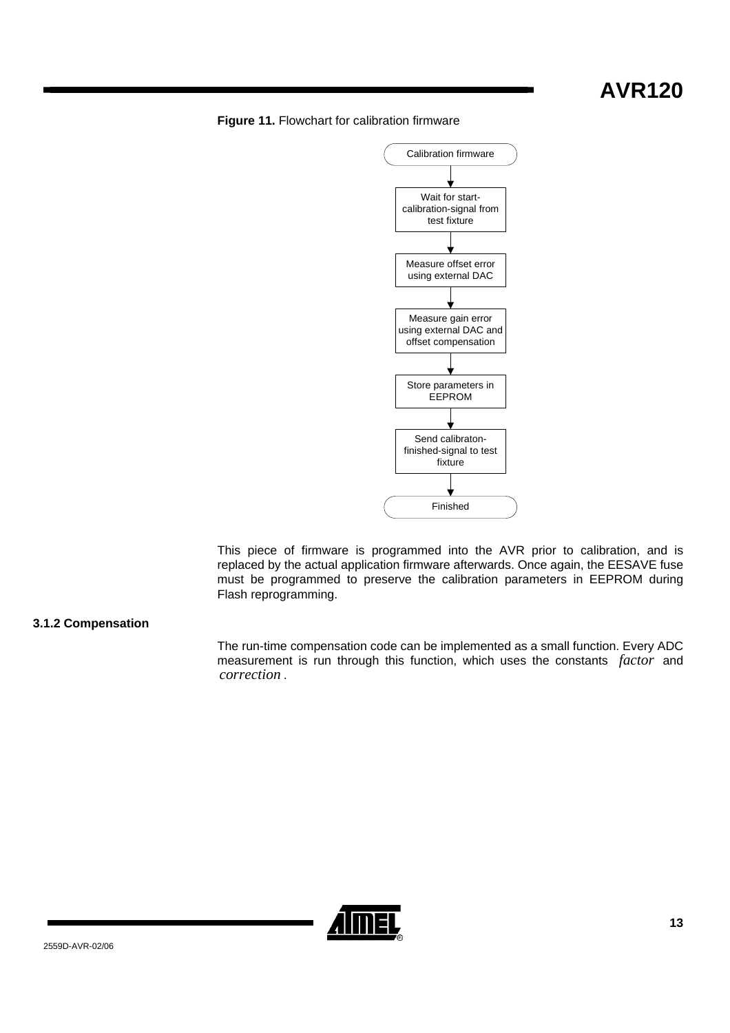**Figure 11.** Flowchart for calibration firmware

Calibration firmware → Wait for start-calibration-signal from test fixture → Measure offset error using external DAC → Measure gain error using external DAC and offset compensation → Store parameters in EEPROM → Send calibraton-finished-signal to test fixture → Finished

This piece of firmware is programmed into the AVR prior to calibration, and is replaced by the actual application firmware afterwards. Once again, the EESAVE fuse must be programmed to preserve the calibration parameters in EEPROM during Flash reprogramming.

### 3.1.2 Compensation

The run-time compensation code can be implemented as a small function. Every ADC measurement is run through this function, which uses the constants $factor$ and $correction$.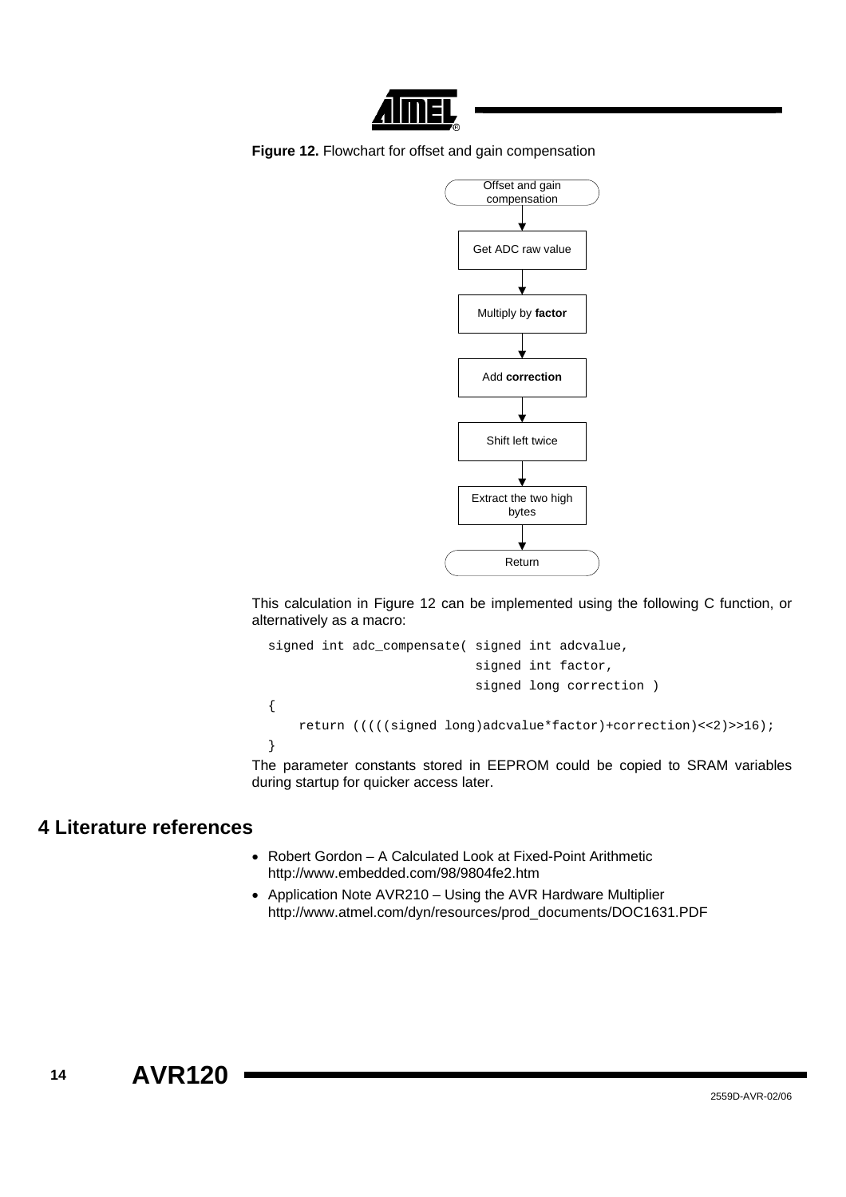**Figure 12.** Flowchart for offset and gain compensation

Offset and gain compensation → Get ADC raw value → Multiply by **factor** → Add **correction** → Shift left twice → Extract the two high bytes → Return

This calculation in Figure 12 can be implemented using the following C function, or alternatively as a macro:

```
signed int adc_compensate( signed int adcvalue,
                           signed int factor,
                           signed long correction )
{
    return (((((signed long)adcvalue*factor)+correction)<<2)>>16);
}
```

The parameter constants stored in EEPROM could be copied to SRAM variables during startup for quicker access later.

## 4 Literature references

- Robert Gordon – A Calculated Look at Fixed-Point Arithmetic
  http://www.embedded.com/98/9804fe2.htm
- Application Note AVR210 – Using the AVR Hardware Multiplier
  http://www.atmel.com/dyn/resources/prod_documents/DOC1631.PDF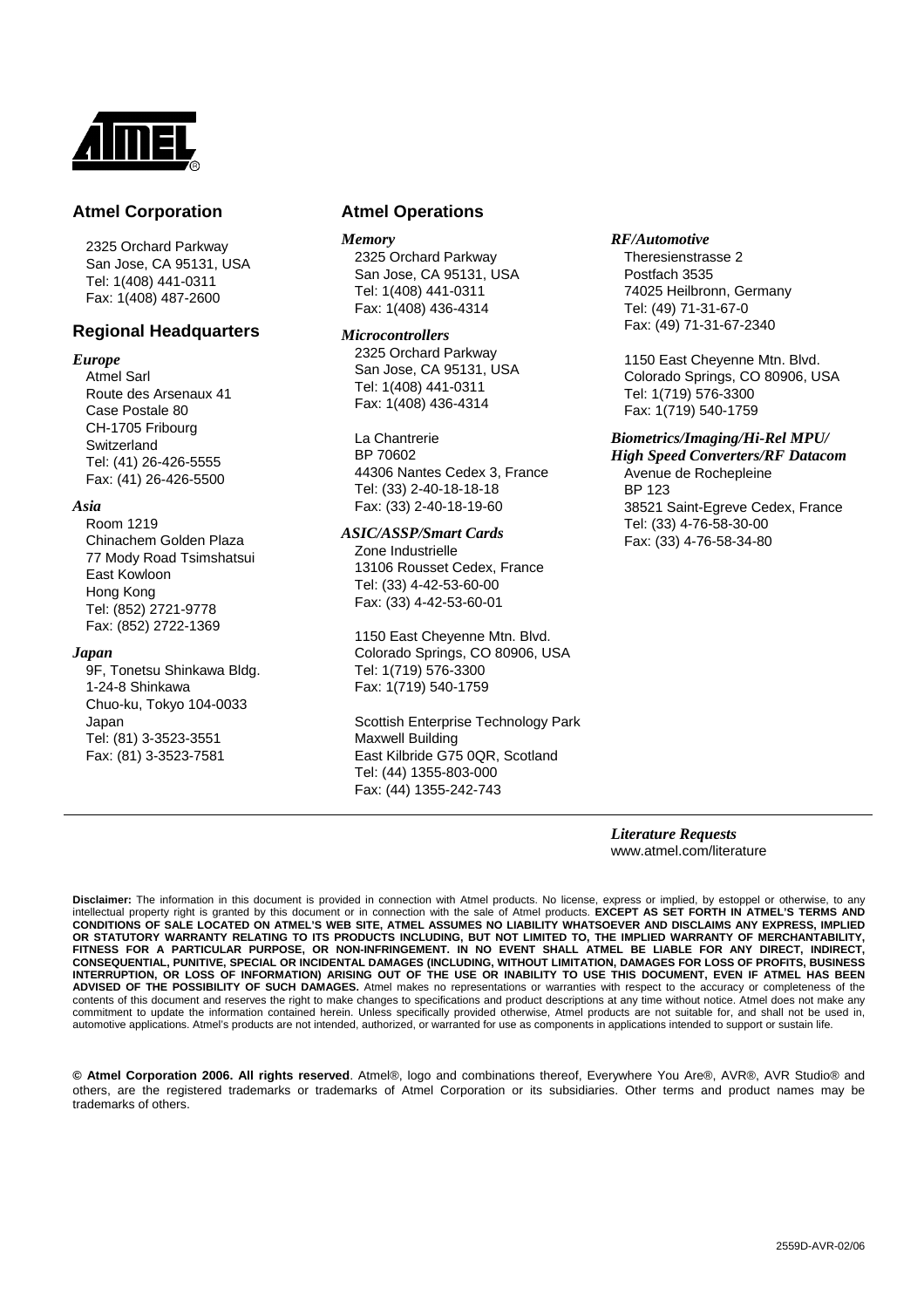## Atmel Corporation

2325 Orchard Parkway
San Jose, CA 95131, USA
Tel: 1(408) 441-0311
Fax: 1(408) 487-2600

## Regional Headquarters

*Europe*

Atmel Sarl
Route des Arsenaux 41
Case Postale 80
CH-1705 Fribourg
Switzerland
Tel: (41) 26-426-5555
Fax: (41) 26-426-5500

*Asia*

Room 1219
Chinachem Golden Plaza
77 Mody Road Tsimshatsui
East Kowloon
Hong Kong
Tel: (852) 2721-9778
Fax: (852) 2722-1369

*Japan*

9F, Tonetsu Shinkawa Bldg.
1-24-8 Shinkawa
Chuo-ku, Tokyo 104-0033
Japan
Tel: (81) 3-3523-3551
Fax: (81) 3-3523-7581

## Atmel Operations

*Memory*

2325 Orchard Parkway
San Jose, CA 95131, USA
Tel: 1(408) 441-0311
Fax: 1(408) 436-4314

*Microcontrollers*

2325 Orchard Parkway
San Jose, CA 95131, USA
Tel: 1(408) 441-0311
Fax: 1(408) 436-4314

La Chantrerie
BP 70602
44306 Nantes Cedex 3, France
Tel: (33) 2-40-18-18-18
Fax: (33) 2-40-18-19-60

*ASIC/ASSP/Smart Cards*

Zone Industrielle
13106 Rousset Cedex, France
Tel: (33) 4-42-53-60-00
Fax: (33) 4-42-53-60-01

1150 East Cheyenne Mtn. Blvd.
Colorado Springs, CO 80906, USA
Tel: 1(719) 576-3300
Fax: 1(719) 540-1759

Scottish Enterprise Technology Park
Maxwell Building
East Kilbride G75 0QR, Scotland
Tel: (44) 1355-803-000
Fax: (44) 1355-242-743

*RF/Automotive*

Theresienstrasse 2
Postfach 3535
74025 Heilbronn, Germany
Tel: (49) 71-31-67-0
Fax: (49) 71-31-67-2340

1150 East Cheyenne Mtn. Blvd.
Colorado Springs, CO 80906, USA
Tel: 1(719) 576-3300
Fax: 1(719) 540-1759

*Biometrics/Imaging/Hi-Rel MPU/ High Speed Converters/RF Datacom*

Avenue de Rochepleine
BP 123
38521 Saint-Egreve Cedex, France
Tel: (33) 4-76-58-30-00
Fax: (33) 4-76-58-34-80

*Literature Requests*
www.atmel.com/literature

**Disclaimer:** The information in this document is provided in connection with Atmel products. No license, express or implied, by estoppel or otherwise, to any intellectual property right is granted by this document or in connection with the sale of Atmel products. **EXCEPT AS SET FORTH IN ATMEL'S TERMS AND CONDITIONS OF SALE LOCATED ON ATMEL'S WEB SITE, ATMEL ASSUMES NO LIABILITY WHATSOEVER AND DISCLAIMS ANY EXPRESS, IMPLIED OR STATUTORY WARRANTY RELATING TO ITS PRODUCTS INCLUDING, BUT NOT LIMITED TO, THE IMPLIED WARRANTY OF MERCHANTABILITY, FITNESS FOR A PARTICULAR PURPOSE, OR NON-INFRINGEMENT. IN NO EVENT SHALL ATMEL BE LIABLE FOR ANY DIRECT, INDIRECT, CONSEQUENTIAL, PUNITIVE, SPECIAL OR INCIDENTAL DAMAGES (INCLUDING, WITHOUT LIMITATION, DAMAGES FOR LOSS OF PROFITS, BUSINESS INTERRUPTION, OR LOSS OF INFORMATION) ARISING OUT OF THE USE OR INABILITY TO USE THIS DOCUMENT, EVEN IF ATMEL HAS BEEN ADVISED OF THE POSSIBILITY OF SUCH DAMAGES.** Atmel makes no representations or warranties with respect to the accuracy or completeness of the contents of this document and reserves the right to make changes to specifications and product descriptions at any time without notice. Atmel does not make any commitment to update the information contained herein. Unless specifically provided otherwise, Atmel products are not suitable for, and shall not be used in, automotive applications. Atmel's products are not intended, authorized, or warranted for use as components in applications intended to support or sustain life.

**© Atmel Corporation 2006. All rights reserved**. Atmel®, logo and combinations thereof, Everywhere You Are®, AVR®, AVR Studio® and others, are the registered trademarks or trademarks of Atmel Corporation or its subsidiaries. Other terms and product names may be trademarks of others.

2559D-AVR-02/06